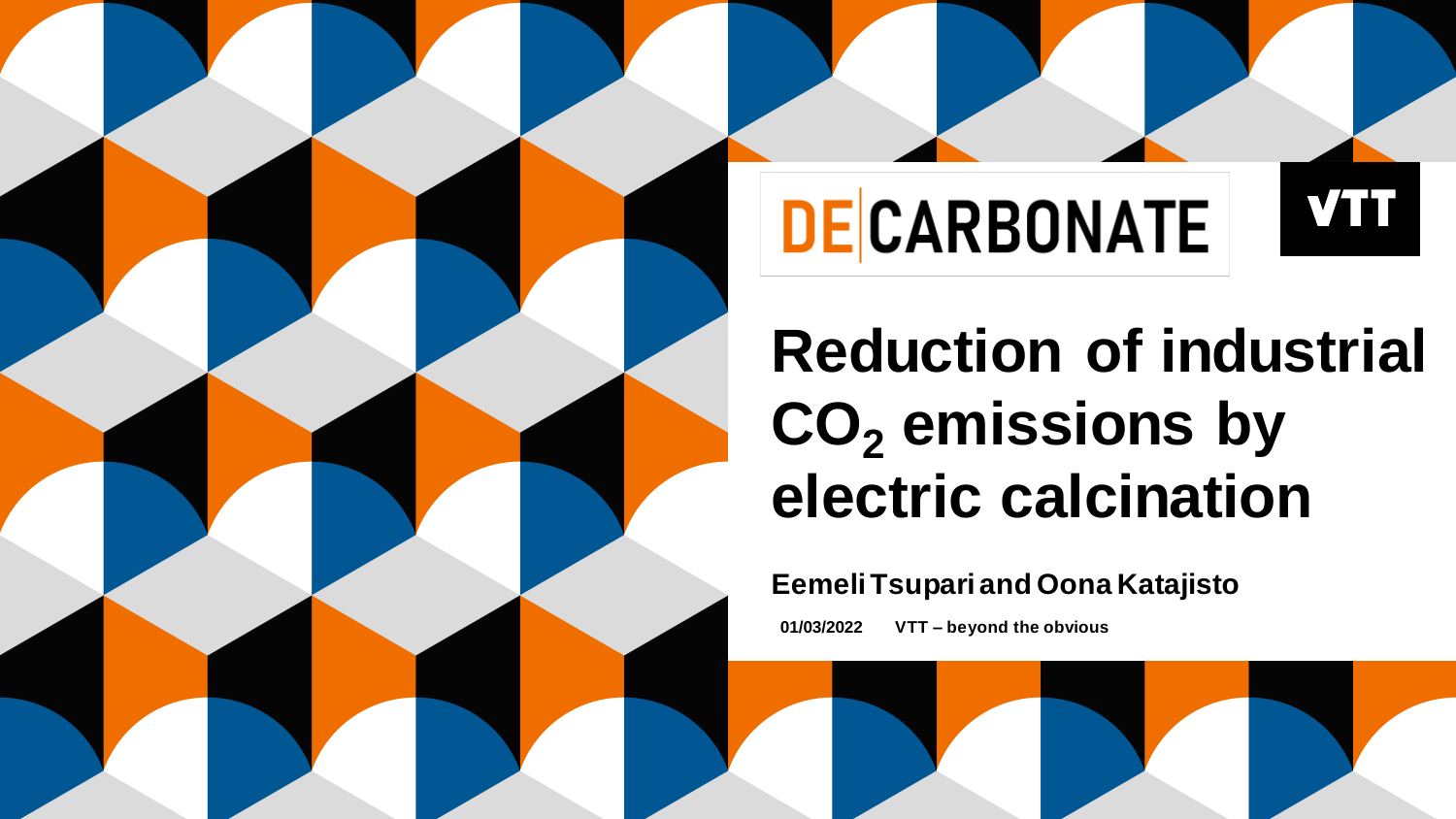DE CARBONATE

VTT

# Reduction of industrial $CO_2$ emissions by electric calcination

**Eemeli Tsupari and Oona Katajisto**

**01/03/2022 VTT – beyond the obvious**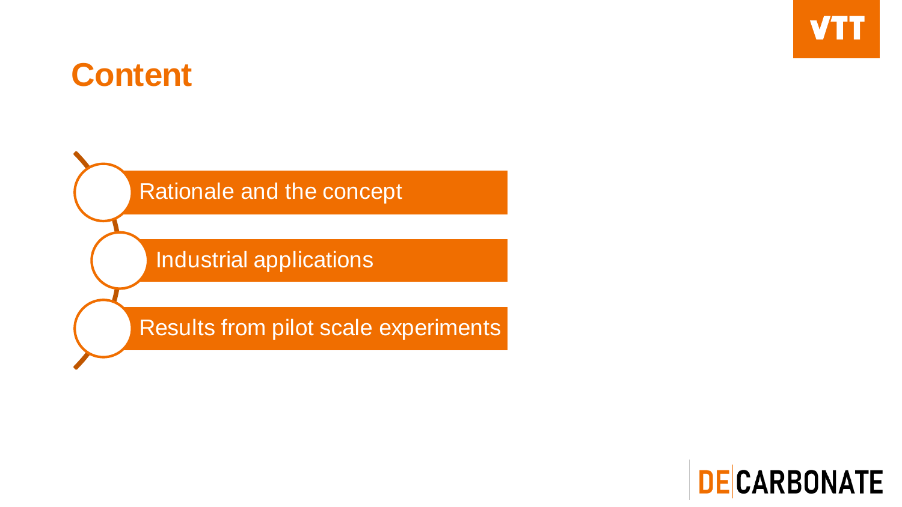# Content

- Rationale and the concept
- Industrial applications
- Results from pilot scale experiments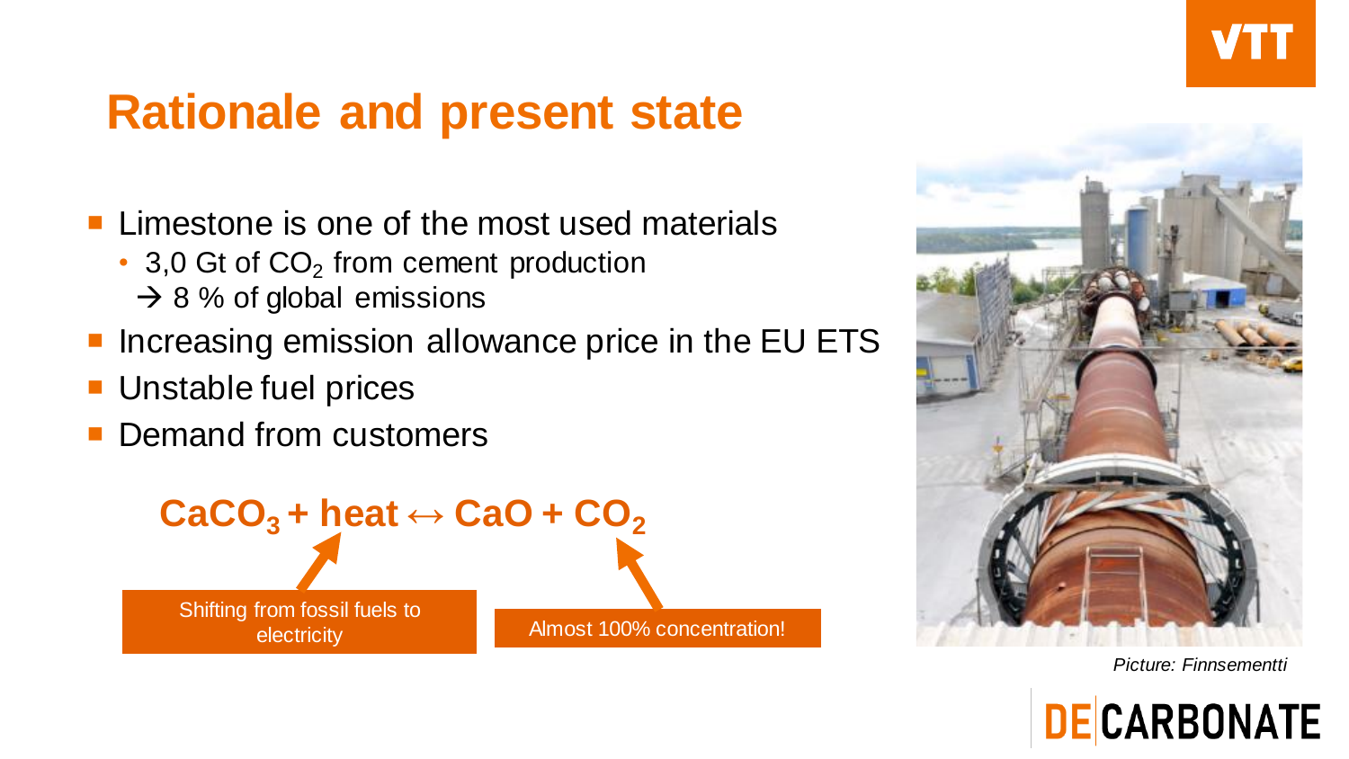# Rationale and present state

- Limestone is one of the most used materials
  - 3,0 Gt of $CO_2$ from cement production
    → 8 % of global emissions
- Increasing emission allowance price in the EU ETS
- Unstable fuel prices
- Demand from customers

$$CaCO_3 + heat \leftrightarrow CaO + CO_2$$

Shifting from fossil fuels to electricity

Almost 100% concentration!

*Picture: Finnsementti*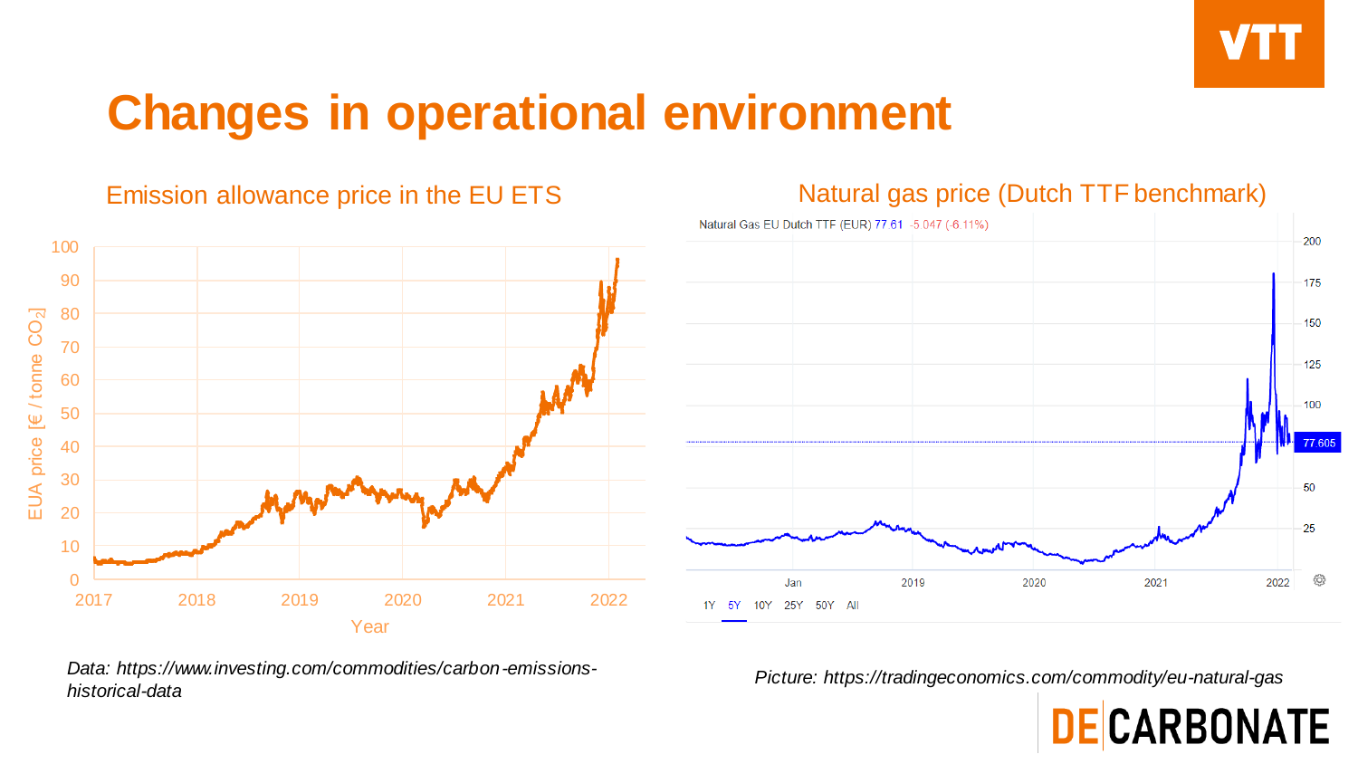# Changes in operational environment

## Emission allowance price in the EU ETS

*Data: https://www.investing.com/commodities/carbon-emissions-historical-data*

## Natural gas price (Dutch TTF benchmark)

*Picture: https://tradingeconomics.com/commodity/eu-natural-gas*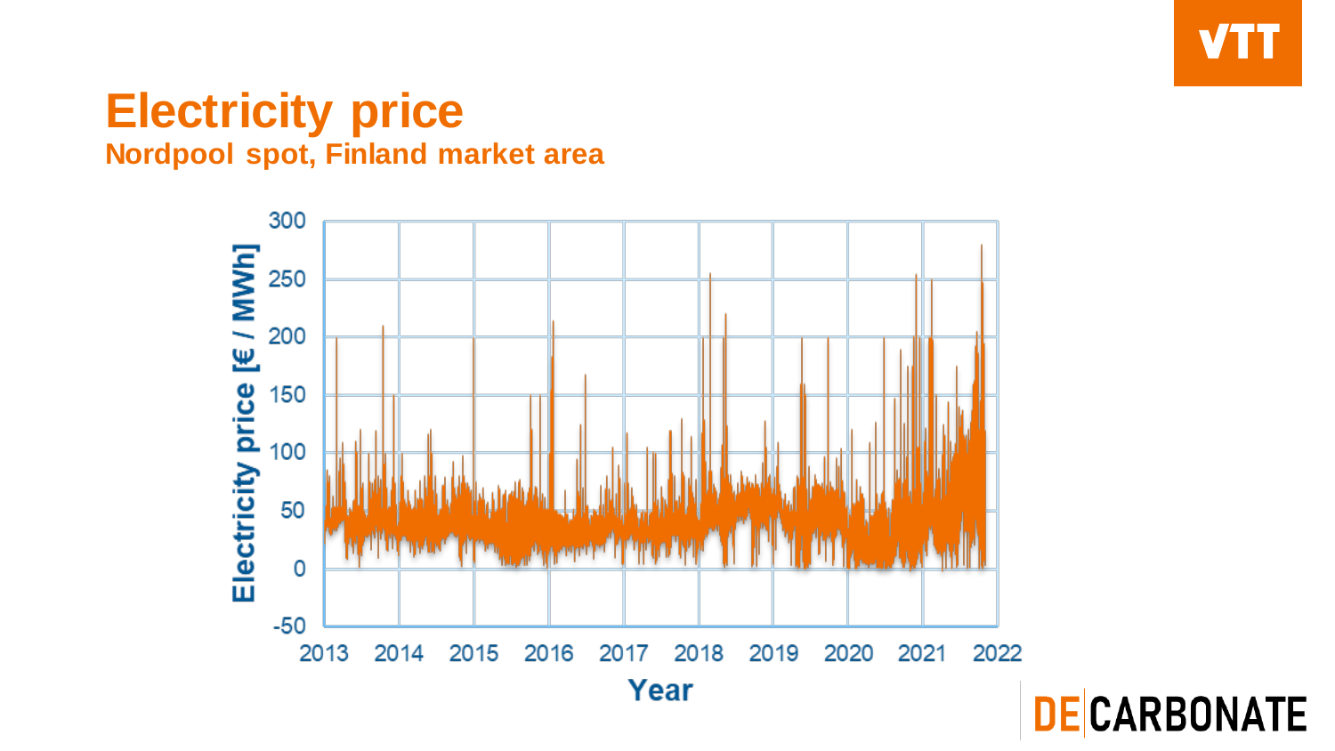# Electricity price

## Nordpool spot, Finland market area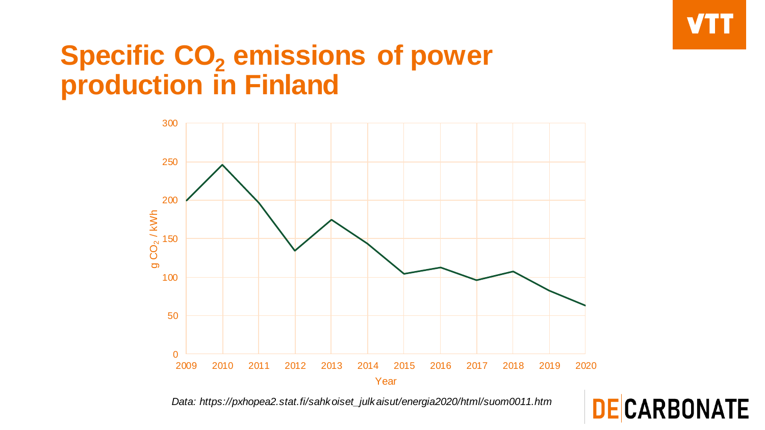# Specific $CO_2$ emissions of power production in Finland

*Data: https://pxhopea2.stat.fi/sahkoiset_julkaisut/energia2020/html/suom0011.htm*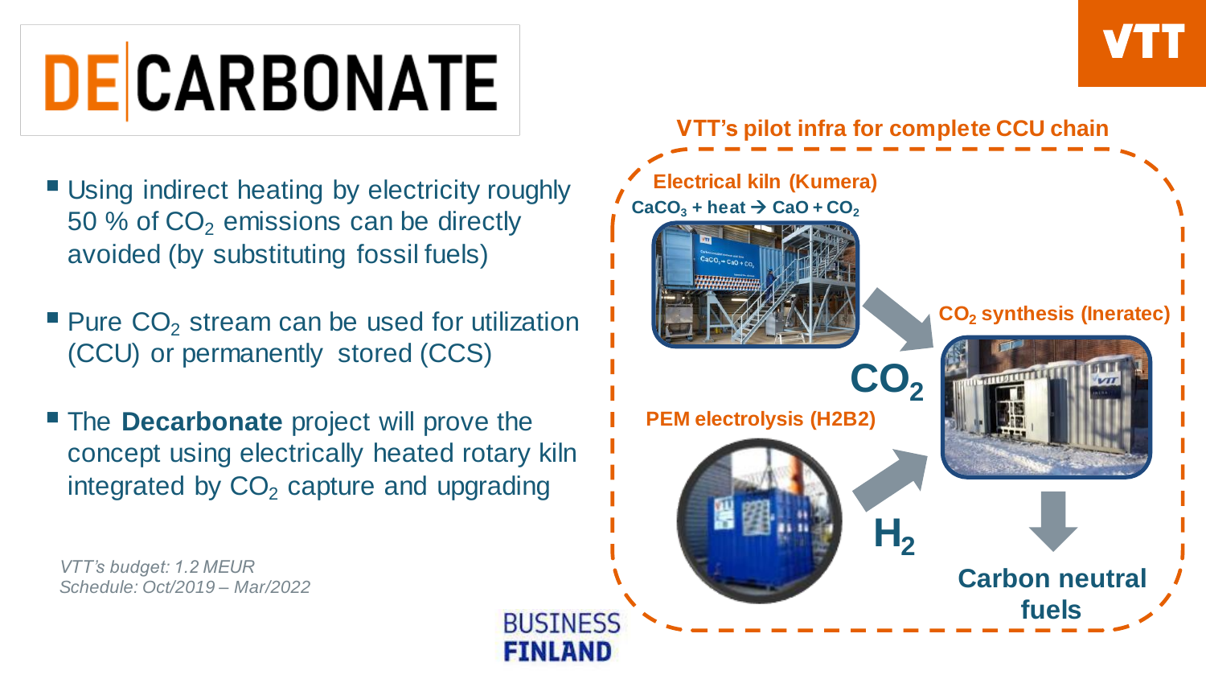# DECARBONATE

- Using indirect heating by electricity roughly 50 % of $CO_2$ emissions can be directly avoided (by substituting fossil fuels)
- Pure $CO_2$ stream can be used for utilization (CCU) or permanently stored (CCS)
- The **Decarbonate** project will prove the concept using electrically heated rotary kiln integrated by $CO_2$ capture and upgrading

*VTT's budget: 1.2 MEUR*
*Schedule: Oct/2019 – Mar/2022*

BUSINESS FINLAND

## VTT's pilot infra for complete CCU chain

**Electrical kiln (Kumera)**
$CaCO_3$ + heat → $CaO + CO_2$

**$CO_2$ synthesis (Ineratec)**

**PEM electrolysis (H2B2)**

$CO_2$

$H_2$

**Carbon neutral fuels**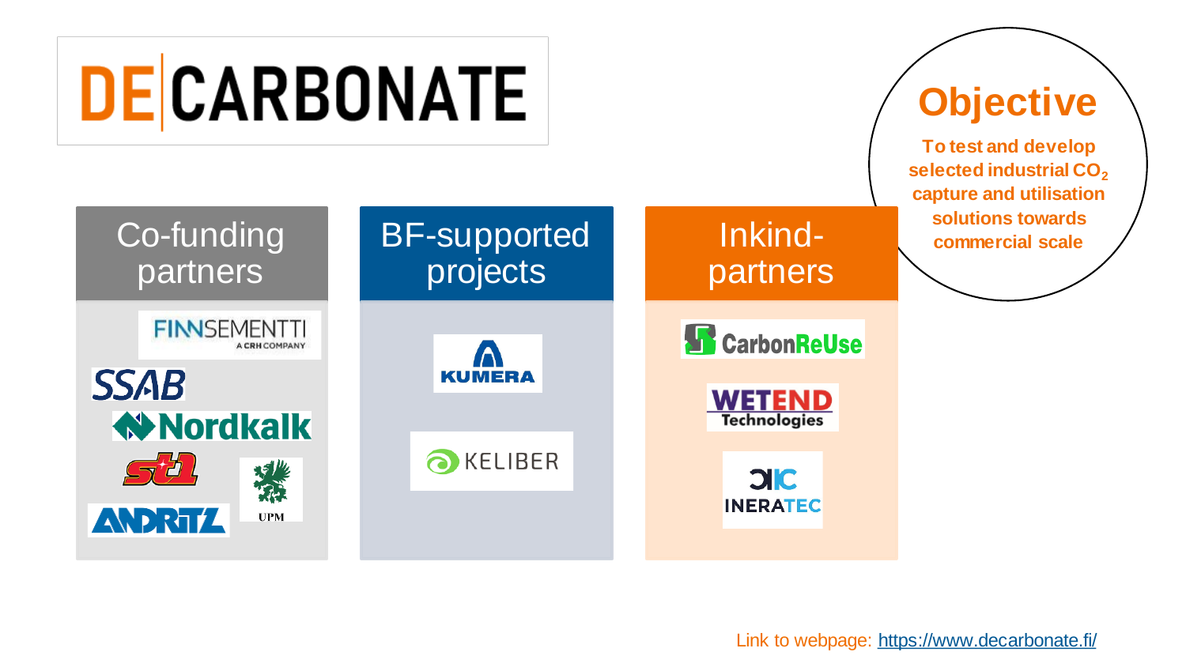# DECARBONATE

## Objective

**To test and develop selected industrial $CO_2$ capture and utilisation solutions towards commercial scale**

## Co-funding partners

- FINNSEMENTTI (A CRH COMPANY)
- SSAB
- Nordkalk
- st1
- UPM
- ANDRITZ

## BF-supported projects

- KUMERA
- KELIBER

## Inkind-partners

- CarbonReUse
- WETEND Technologies
- INERATEC

Link to webpage: https://www.decarbonate.fi/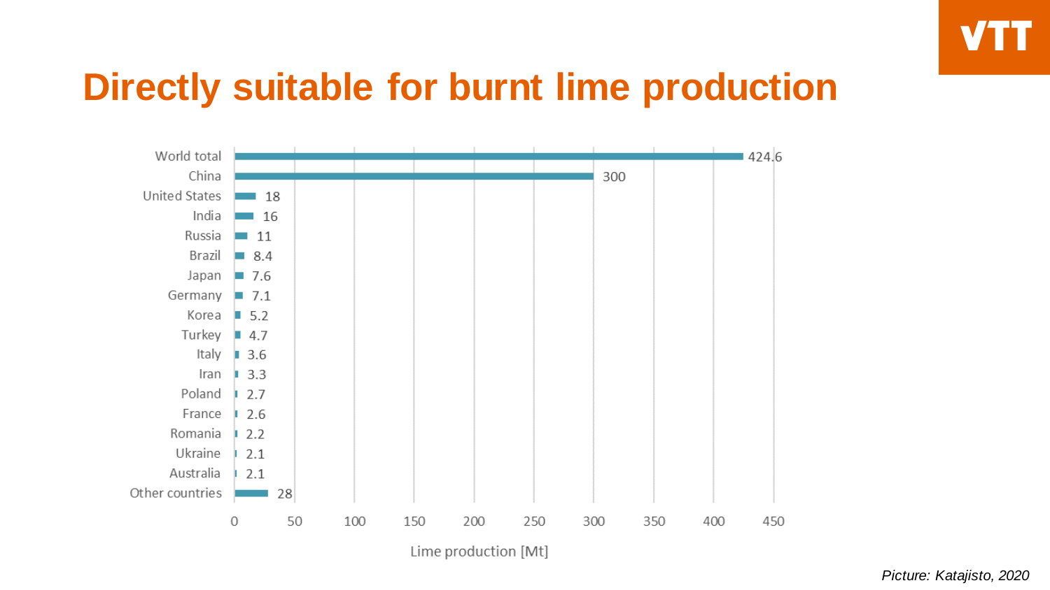# Directly suitable for burnt lime production

| Country | Lime production [Mt] |
|---|---|
| World total | 424.6 |
| China | 300 |
| United States | 18 |
| India | 16 |
| Russia | 11 |
| Brazil | 8.4 |
| Japan | 7.6 |
| Germany | 7.1 |
| Korea | 5.2 |
| Turkey | 4.7 |
| Italy | 3.6 |
| Iran | 3.3 |
| Poland | 2.7 |
| France | 2.6 |
| Romania | 2.2 |
| Ukraine | 2.1 |
| Australia | 2.1 |
| Other countries | 28 |

*Picture: Katajisto, 2020*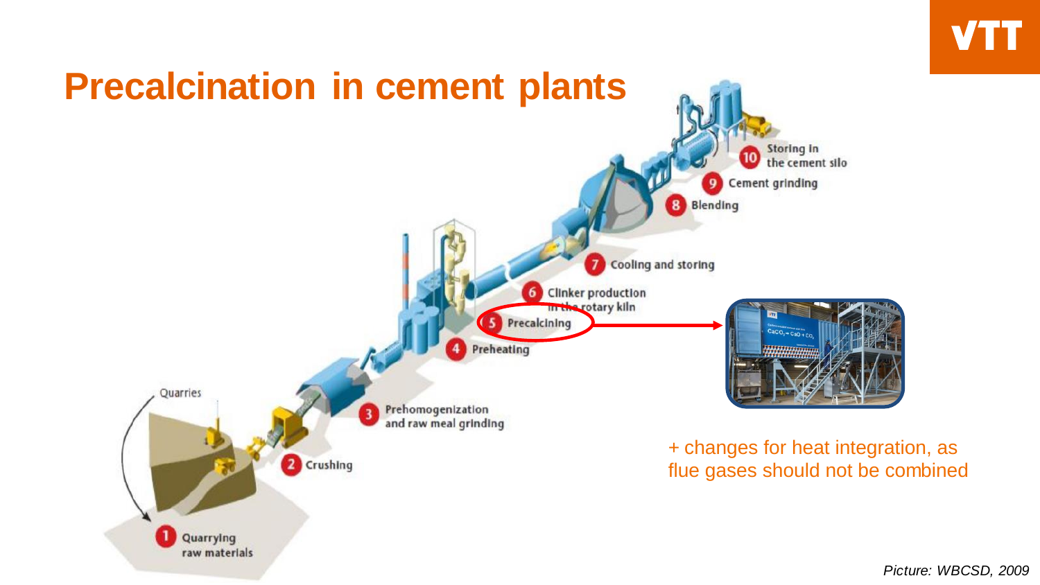# Precalcination in cement plants

1. Quarrying raw materials
2. Crushing
3. Prehomogenization and raw meal grinding
4. Preheating
5. Precalcining
6. Clinker production in the rotary kiln
7. Cooling and storing
8. Blending
9. Cement grinding
10. Storing in the cement silo

Quarries

+ changes for heat integration, as flue gases should not be combined

*Picture: WBCSD, 2009*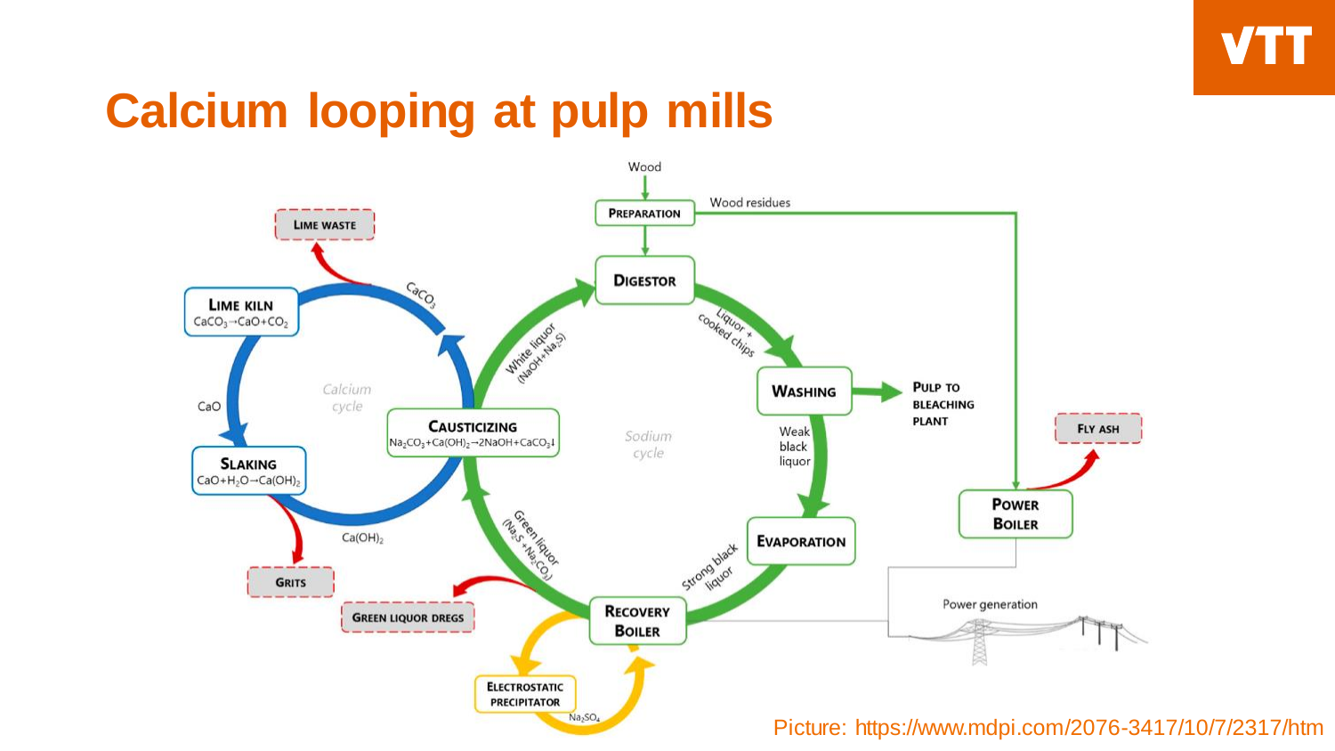# Calcium looping at pulp mills

Picture: https://www.mdpi.com/2076-3417/10/7/2317/htm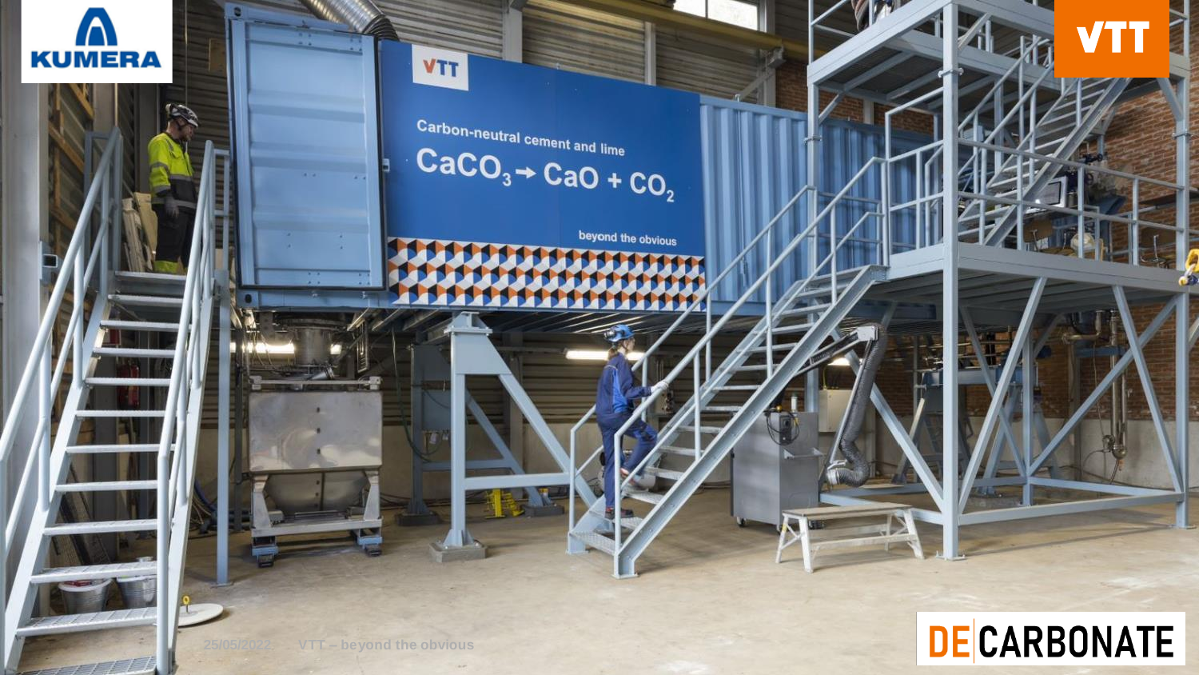Carbon-neutral cement and lime

$$CaCO_3 \rightarrow CaO + CO_2$$

beyond the obvious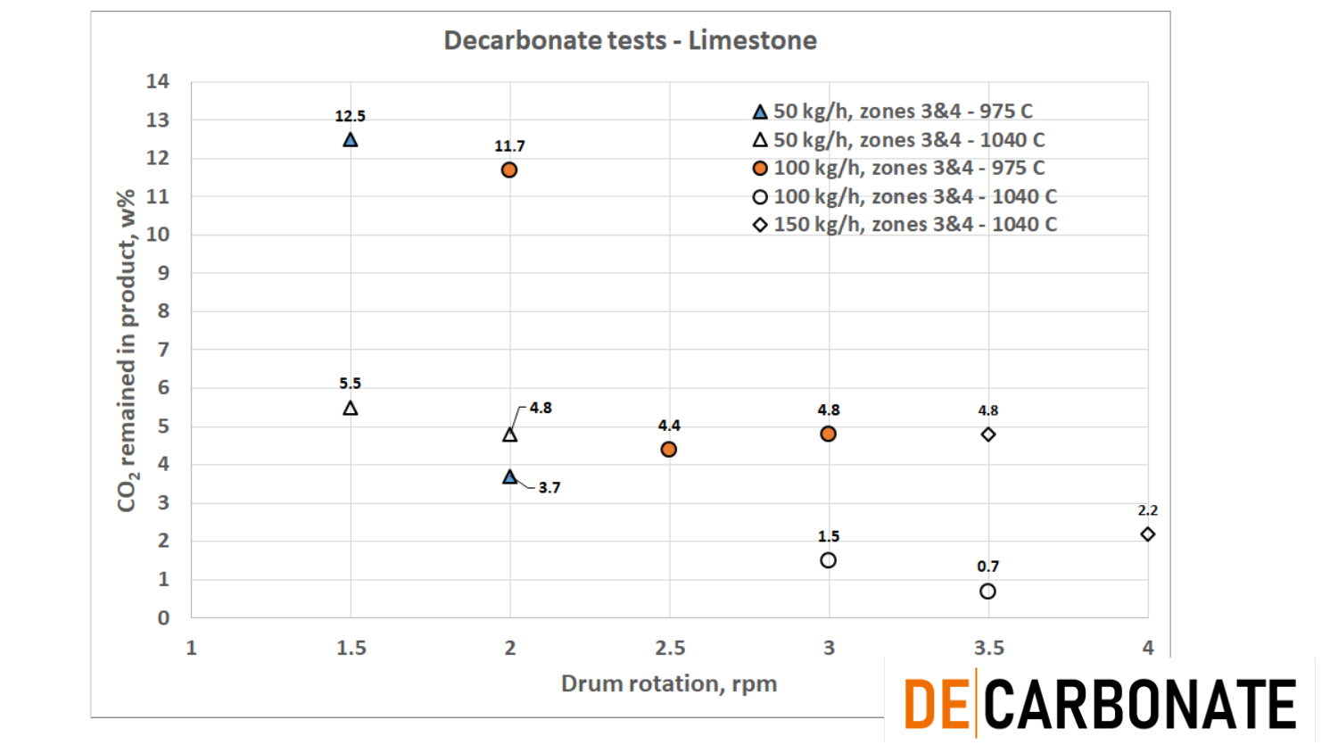# Decarbonate tests - Limestone

| Series | Drum rotation, rpm | $CO_2$ remained in product, w% |
|---|---|---|
| 50 kg/h, zones 3&4 - 975 C | 1.5 | 12.5 |
| 50 kg/h, zones 3&4 - 975 C | 2 | 3.7 |
| 50 kg/h, zones 3&4 - 1040 C | 1.5 | 5.5 |
| 50 kg/h, zones 3&4 - 1040 C | 2 | 4.8 |
| 100 kg/h, zones 3&4 - 975 C | 2 | 11.7 |
| 100 kg/h, zones 3&4 - 975 C | 2.5 | 4.4 |
| 100 kg/h, zones 3&4 - 975 C | 3 | 4.8 |
| 100 kg/h, zones 3&4 - 1040 C | 3 | 1.5 |
| 100 kg/h, zones 3&4 - 1040 C | 3.5 | 0.7 |
| 150 kg/h, zones 3&4 - 1040 C | 3.5 | 4.8 |
| 150 kg/h, zones 3&4 - 1040 C | 4 | 2.2 |

DECARBONATE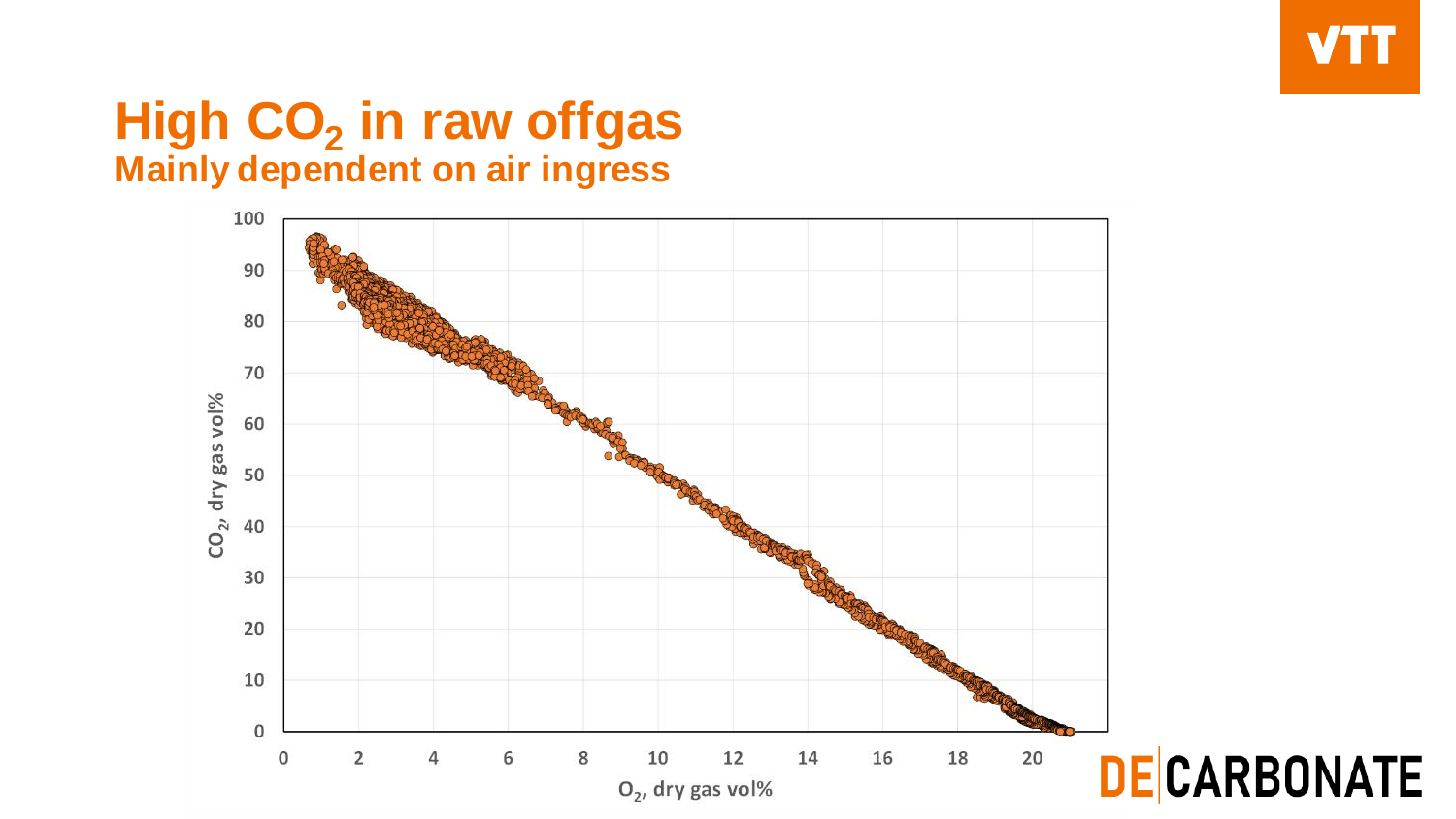# High $CO_2$ in raw offgas

## Mainly dependent on air ingress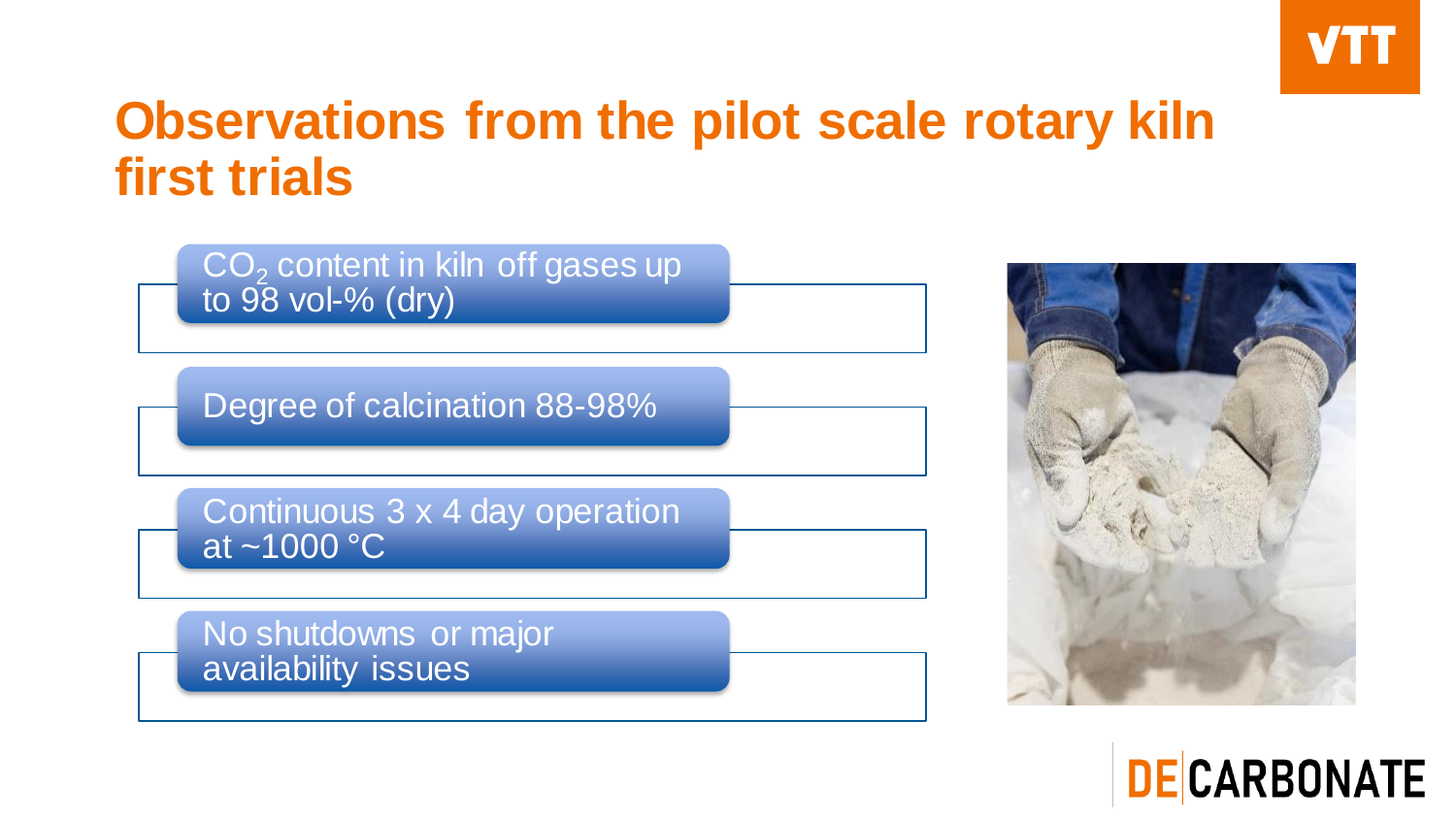# Observations from the pilot scale rotary kiln first trials

- $CO_2$ content in kiln off gases up to 98 vol-% (dry)
- Degree of calcination 88-98%
- Continuous 3 x 4 day operation at ~1000 °C
- No shutdowns or major availability issues